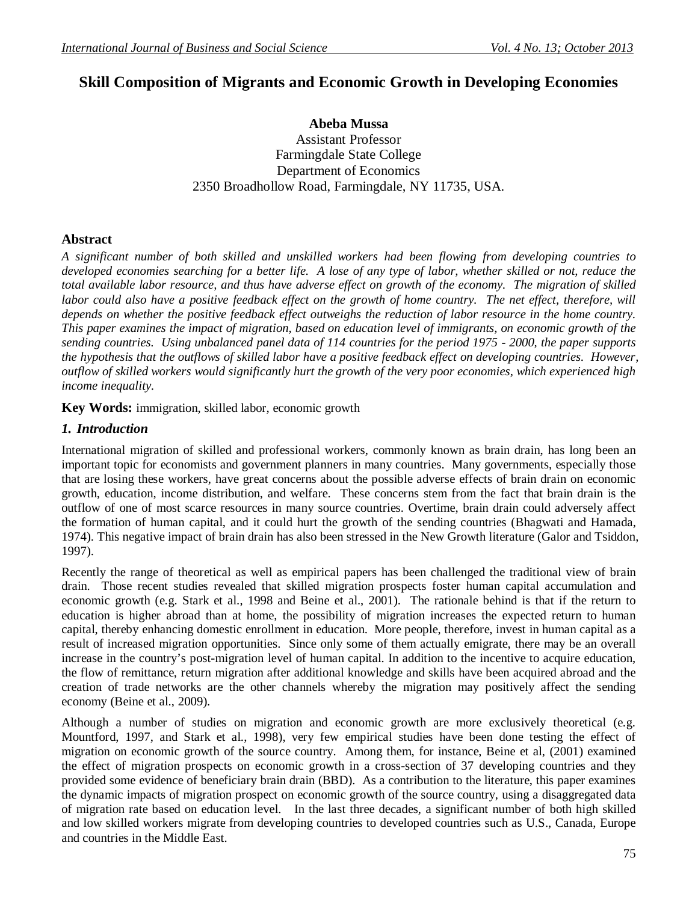# Skill Composition of Migrants and Economic Growth in Developing Economies

**Abeba Mussa**
Assistant Professor
Farmingdale State College
Department of Economics
2350 Broadhollow Road, Farmingdale, NY 11735, USA.

## Abstract

*A significant number of both skilled and unskilled workers had been flowing from developing countries to developed economies searching for a better life. A lose of any type of labor, whether skilled or not, reduce the total available labor resource, and thus have adverse effect on growth of the economy. The migration of skilled labor could also have a positive feedback effect on the growth of home country. The net effect, therefore, will depends on whether the positive feedback effect outweighs the reduction of labor resource in the home country. This paper examines the impact of migration, based on education level of immigrants, on economic growth of the sending countries. Using unbalanced panel data of 114 countries for the period 1975 - 2000, the paper supports the hypothesis that the outflows of skilled labor have a positive feedback effect on developing countries. However, outflow of skilled workers would significantly hurt the growth of the very poor economies, which experienced high income inequality.*

**Key Words:** immigration, skilled labor, economic growth

## *1. Introduction*

International migration of skilled and professional workers, commonly known as brain drain, has long been an important topic for economists and government planners in many countries. Many governments, especially those that are losing these workers, have great concerns about the possible adverse effects of brain drain on economic growth, education, income distribution, and welfare. These concerns stem from the fact that brain drain is the outflow of one of most scarce resources in many source countries. Overtime, brain drain could adversely affect the formation of human capital, and it could hurt the growth of the sending countries (Bhagwati and Hamada, 1974). This negative impact of brain drain has also been stressed in the New Growth literature (Galor and Tsiddon, 1997).

Recently the range of theoretical as well as empirical papers has been challenged the traditional view of brain drain. Those recent studies revealed that skilled migration prospects foster human capital accumulation and economic growth (e.g. Stark et al., 1998 and Beine et al., 2001). The rationale behind is that if the return to education is higher abroad than at home, the possibility of migration increases the expected return to human capital, thereby enhancing domestic enrollment in education. More people, therefore, invest in human capital as a result of increased migration opportunities. Since only some of them actually emigrate, there may be an overall increase in the country's post-migration level of human capital. In addition to the incentive to acquire education, the flow of remittance, return migration after additional knowledge and skills have been acquired abroad and the creation of trade networks are the other channels whereby the migration may positively affect the sending economy (Beine et al., 2009).

Although a number of studies on migration and economic growth are more exclusively theoretical (e.g. Mountford, 1997, and Stark et al., 1998), very few empirical studies have been done testing the effect of migration on economic growth of the source country. Among them, for instance, Beine et al, (2001) examined the effect of migration prospects on economic growth in a cross-section of 37 developing countries and they provided some evidence of beneficiary brain drain (BBD). As a contribution to the literature, this paper examines the dynamic impacts of migration prospect on economic growth of the source country, using a disaggregated data of migration rate based on education level. In the last three decades, a significant number of both high skilled and low skilled workers migrate from developing countries to developed countries such as U.S., Canada, Europe and countries in the Middle East.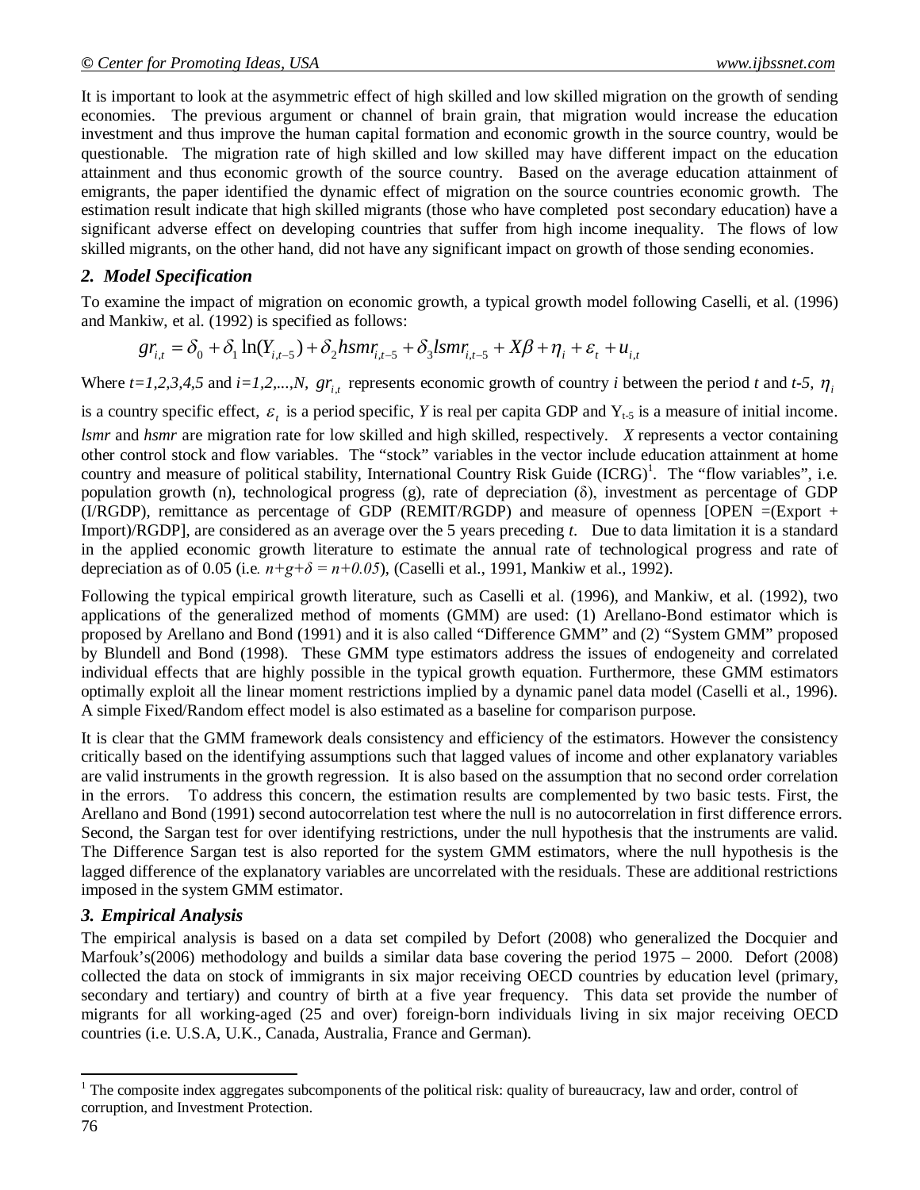It is important to look at the asymmetric effect of high skilled and low skilled migration on the growth of sending economies. The previous argument or channel of brain grain, that migration would increase the education investment and thus improve the human capital formation and economic growth in the source country, would be questionable. The migration rate of high skilled and low skilled may have different impact on the education attainment and thus economic growth of the source country. Based on the average education attainment of emigrants, the paper identified the dynamic effect of migration on the source countries economic growth. The estimation result indicate that high skilled migrants (those who have completed post secondary education) have a significant adverse effect on developing countries that suffer from high income inequality. The flows of low skilled migrants, on the other hand, did not have any significant impact on growth of those sending economies.

## *2. Model Specification*

To examine the impact of migration on economic growth, a typical growth model following Caselli, et al. (1996) and Mankiw, et al. (1992) is specified as follows:

$$gr_{i,t} = \delta_0 + \delta_1 \ln(Y_{i,t-5}) + \delta_2 hsmr_{i,t-5} + \delta_3 lsmr_{i,t-5} + X\beta + \eta_i + \varepsilon_t + u_{i,t}$$

Where $t=1,2,3,4,5$ and $i=1,2,...,N$, $gr_{i,t}$ represents economic growth of country *i* between the period *t* and *t-5*, $\eta_i$ is a country specific effect, $\varepsilon_t$ is a period specific, *Y* is real per capita GDP and $Y_{t-5}$ is a measure of initial income. *lsmr* and *hsmr* are migration rate for low skilled and high skilled, respectively. *X* represents a vector containing other control stock and flow variables. The "stock" variables in the vector include education attainment at home country and measure of political stability, International Country Risk Guide (ICRG)[1]. The "flow variables", i.e. population growth (n), technological progress (g), rate of depreciation (δ), investment as percentage of GDP (I/RGDP), remittance as percentage of GDP (REMIT/RGDP) and measure of openness [OPEN =(Export + Import)/RGDP], are considered as an average over the 5 years preceding *t*. Due to data limitation it is a standard in the applied economic growth literature to estimate the annual rate of technological progress and rate of depreciation as of 0.05 (i.e. $n+g+\delta = n+0.05$), (Caselli et al., 1991, Mankiw et al., 1992).

Following the typical empirical growth literature, such as Caselli et al. (1996), and Mankiw, et al. (1992), two applications of the generalized method of moments (GMM) are used: (1) Arellano-Bond estimator which is proposed by Arellano and Bond (1991) and it is also called "Difference GMM" and (2) "System GMM" proposed by Blundell and Bond (1998). These GMM type estimators address the issues of endogeneity and correlated individual effects that are highly possible in the typical growth equation. Furthermore, these GMM estimators optimally exploit all the linear moment restrictions implied by a dynamic panel data model (Caselli et al., 1996). A simple Fixed/Random effect model is also estimated as a baseline for comparison purpose.

It is clear that the GMM framework deals consistency and efficiency of the estimators. However the consistency critically based on the identifying assumptions such that lagged values of income and other explanatory variables are valid instruments in the growth regression. It is also based on the assumption that no second order correlation in the errors. To address this concern, the estimation results are complemented by two basic tests. First, the Arellano and Bond (1991) second autocorrelation test where the null is no autocorrelation in first difference errors. Second, the Sargan test for over identifying restrictions, under the null hypothesis that the instruments are valid. The Difference Sargan test is also reported for the system GMM estimators, where the null hypothesis is the lagged difference of the explanatory variables are uncorrelated with the residuals. These are additional restrictions imposed in the system GMM estimator.

## *3. Empirical Analysis*

The empirical analysis is based on a data set compiled by Defort (2008) who generalized the Docquier and Marfouk's(2006) methodology and builds a similar data base covering the period 1975 – 2000. Defort (2008) collected the data on stock of immigrants in six major receiving OECD countries by education level (primary, secondary and tertiary) and country of birth at a five year frequency. This data set provide the number of migrants for all working-aged (25 and over) foreign-born individuals living in six major receiving OECD countries (i.e. U.S.A, U.K., Canada, Australia, France and German).

[1] The composite index aggregates subcomponents of the political risk: quality of bureaucracy, law and order, control of corruption, and Investment Protection.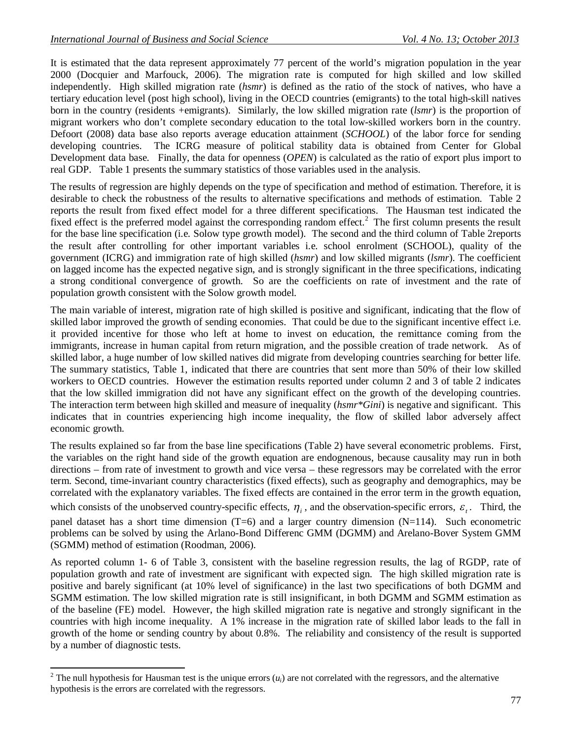It is estimated that the data represent approximately 77 percent of the world's migration population in the year 2000 (Docquier and Marfouck, 2006). The migration rate is computed for high skilled and low skilled independently. High skilled migration rate (*hsmr*) is defined as the ratio of the stock of natives, who have a tertiary education level (post high school), living in the OECD countries (emigrants) to the total high-skill natives born in the country (residents +emigrants). Similarly, the low skilled migration rate (*lsmr*) is the proportion of migrant workers who don't complete secondary education to the total low-skilled workers born in the country. Defoort (2008) data base also reports average education attainment (*SCHOOL*) of the labor force for sending developing countries. The ICRG measure of political stability data is obtained from Center for Global Development data base. Finally, the data for openness (*OPEN*) is calculated as the ratio of export plus import to real GDP. Table 1 presents the summary statistics of those variables used in the analysis.

The results of regression are highly depends on the type of specification and method of estimation. Therefore, it is desirable to check the robustness of the results to alternative specifications and methods of estimation. Table 2 reports the result from fixed effect model for a three different specifications. The Hausman test indicated the fixed effect is the preferred model against the corresponding random effect.[2] The first column presents the result for the base line specification (i.e. Solow type growth model). The second and the third column of Table 2reports the result after controlling for other important variables i.e. school enrolment (SCHOOL), quality of the government (ICRG) and immigration rate of high skilled (*hsmr*) and low skilled migrants (*lsmr*). The coefficient on lagged income has the expected negative sign, and is strongly significant in the three specifications, indicating a strong conditional convergence of growth. So are the coefficients on rate of investment and the rate of population growth consistent with the Solow growth model.

The main variable of interest, migration rate of high skilled is positive and significant, indicating that the flow of skilled labor improved the growth of sending economies. That could be due to the significant incentive effect i.e. it provided incentive for those who left at home to invest on education, the remittance coming from the immigrants, increase in human capital from return migration, and the possible creation of trade network. As of skilled labor, a huge number of low skilled natives did migrate from developing countries searching for better life. The summary statistics, Table 1, indicated that there are countries that sent more than 50% of their low skilled workers to OECD countries. However the estimation results reported under column 2 and 3 of table 2 indicates that the low skilled immigration did not have any significant effect on the growth of the developing countries. The interaction term between high skilled and measure of inequality (*hsmr*\*Gini*) is negative and significant. This indicates that in countries experiencing high income inequality, the flow of skilled labor adversely affect economic growth.

The results explained so far from the base line specifications (Table 2) have several econometric problems. First, the variables on the right hand side of the growth equation are endognenous, because causality may run in both directions – from rate of investment to growth and vice versa – these regressors may be correlated with the error term. Second, time-invariant country characteristics (fixed effects), such as geography and demographics, may be correlated with the explanatory variables. The fixed effects are contained in the error term in the growth equation, which consists of the unobserved country-specific effects, $\eta_i$, and the observation-specific errors, $\varepsilon_t$. Third, the panel dataset has a short time dimension (T=6) and a larger country dimension (N=114). Such econometric problems can be solved by using the Arlano-Bond Differenc GMM (DGMM) and Arelano-Bover System GMM (SGMM) method of estimation (Roodman, 2006).

As reported column 1- 6 of Table 3, consistent with the baseline regression results, the lag of RGDP, rate of population growth and rate of investment are significant with expected sign. The high skilled migration rate is positive and barely significant (at 10% level of significance) in the last two specifications of both DGMM and SGMM estimation. The low skilled migration rate is still insignificant, in both DGMM and SGMM estimation as of the baseline (FE) model. However, the high skilled migration rate is negative and strongly significant in the countries with high income inequality. A 1% increase in the migration rate of skilled labor leads to the fall in growth of the home or sending country by about 0.8%. The reliability and consistency of the result is supported by a number of diagnostic tests.

---

[2] The null hypothesis for Hausman test is the unique errors ($u_i$) are not correlated with the regressors, and the alternative hypothesis is the errors are correlated with the regressors.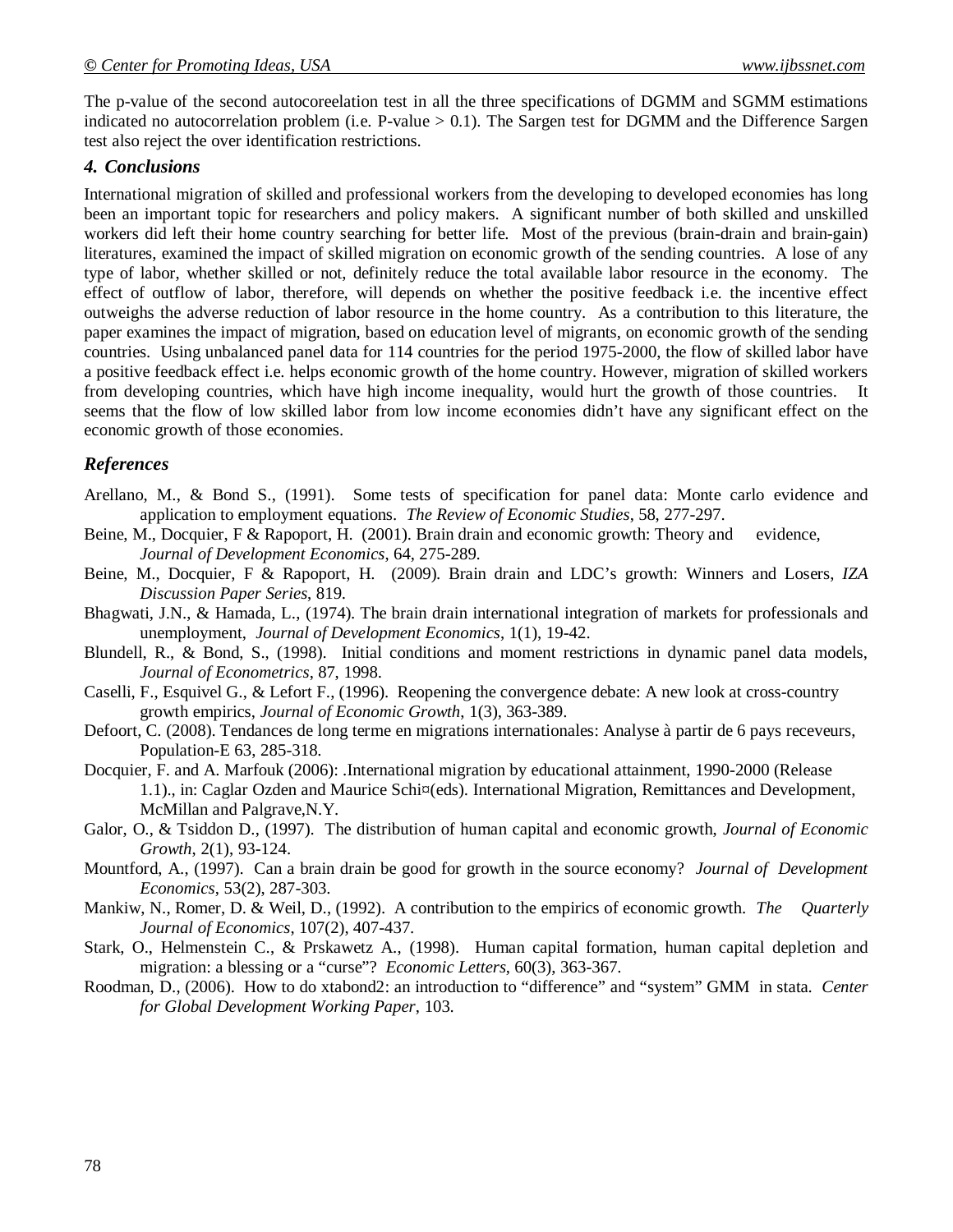The p-value of the second autocoreelation test in all the three specifications of DGMM and SGMM estimations indicated no autocorrelation problem (i.e. P-value > 0.1). The Sargen test for DGMM and the Difference Sargen test also reject the over identification restrictions.

### *4. Conclusions*

International migration of skilled and professional workers from the developing to developed economies has long been an important topic for researchers and policy makers. A significant number of both skilled and unskilled workers did left their home country searching for better life. Most of the previous (brain-drain and brain-gain) literatures, examined the impact of skilled migration on economic growth of the sending countries. A lose of any type of labor, whether skilled or not, definitely reduce the total available labor resource in the economy. The effect of outflow of labor, therefore, will depends on whether the positive feedback i.e. the incentive effect outweighs the adverse reduction of labor resource in the home country. As a contribution to this literature, the paper examines the impact of migration, based on education level of migrants, on economic growth of the sending countries. Using unbalanced panel data for 114 countries for the period 1975-2000, the flow of skilled labor have a positive feedback effect i.e. helps economic growth of the home country. However, migration of skilled workers from developing countries, which have high income inequality, would hurt the growth of those countries. It seems that the flow of low skilled labor from low income economies didn't have any significant effect on the economic growth of those economies.

### *References*

Arellano, M., & Bond S., (1991). Some tests of specification for panel data: Monte carlo evidence and application to employment equations. *The Review of Economic Studies*, 58, 277-297.

Beine, M., Docquier, F & Rapoport, H. (2001). Brain drain and economic growth: Theory and evidence, *Journal of Development Economics*, 64, 275-289.

Beine, M., Docquier, F & Rapoport, H. (2009). Brain drain and LDC's growth: Winners and Losers, *IZA Discussion Paper Series*, 819.

Bhagwati, J.N., & Hamada, L., (1974). The brain drain international integration of markets for professionals and unemployment, *Journal of Development Economics*, 1(1), 19-42.

Blundell, R., & Bond, S., (1998). Initial conditions and moment restrictions in dynamic panel data models, *Journal of Econometrics*, 87, 1998.

Caselli, F., Esquivel G., & Lefort F., (1996). Reopening the convergence debate: A new look at cross-country growth empirics, *Journal of Economic Growth*, 1(3), 363-389.

Defoort, C. (2008). Tendances de long terme en migrations internationales: Analyse à partir de 6 pays receveurs, Population-E 63, 285-318.

Docquier, F. and A. Marfouk (2006): .International migration by educational attainment, 1990-2000 (Release 1.1)., in: Caglar Ozden and Maurice Schi¤(eds). International Migration, Remittances and Development, McMillan and Palgrave,N.Y.

Galor, O., & Tsiddon D., (1997). The distribution of human capital and economic growth, *Journal of Economic Growth*, 2(1), 93-124.

Mountford, A., (1997). Can a brain drain be good for growth in the source economy? *Journal of Development Economics*, 53(2), 287-303.

Mankiw, N., Romer, D. & Weil, D., (1992). A contribution to the empirics of economic growth. *The Quarterly Journal of Economics*, 107(2), 407-437.

Stark, O., Helmenstein C., & Prskawetz A., (1998). Human capital formation, human capital depletion and migration: a blessing or a "curse"? *Economic Letters*, 60(3), 363-367.

Roodman, D., (2006). How to do xtabond2: an introduction to "difference" and "system" GMM in stata. *Center for Global Development Working Paper*, 103.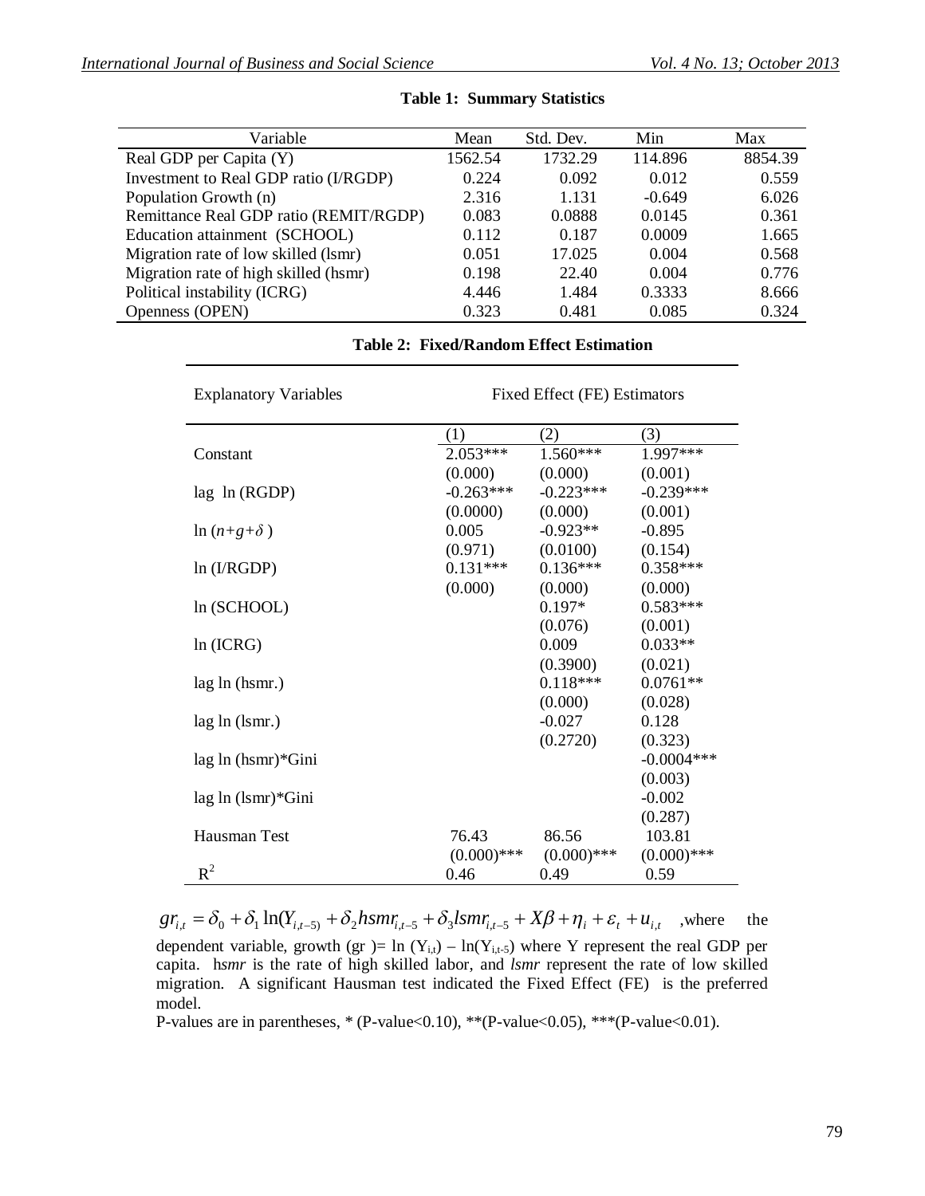**Table 1: Summary Statistics**

| Variable | Mean | Std. Dev. | Min | Max |
|---|---|---|---|---|
| Real GDP per Capita (Y) | 1562.54 | 1732.29 | 114.896 | 8854.39 |
| Investment to Real GDP ratio (I/RGDP) | 0.224 | 0.092 | 0.012 | 0.559 |
| Population Growth (n) | 2.316 | 1.131 | -0.649 | 6.026 |
| Remittance Real GDP ratio (REMIT/RGDP) | 0.083 | 0.0888 | 0.0145 | 0.361 |
| Education attainment (SCHOOL) | 0.112 | 0.187 | 0.0009 | 1.665 |
| Migration rate of low skilled (lsmr) | 0.051 | 17.025 | 0.004 | 0.568 |
| Migration rate of high skilled (hsmr) | 0.198 | 22.40 | 0.004 | 0.776 |
| Political instability (ICRG) | 4.446 | 1.484 | 0.3333 | 8.666 |
| Openness (OPEN) | 0.323 | 0.481 | 0.085 | 0.324 |

**Table 2: Fixed/Random Effect Estimation**

| Explanatory Variables | Fixed Effect (FE) Estimators | | |
|---|---|---|---|
| | (1) | (2) | (3) |
| Constant | 2.053*** | 1.560*** | 1.997*** |
| | (0.000) | (0.000) | (0.001) |
| lag ln (RGDP) | -0.263*** | -0.223*** | -0.239*** |
| | (0.0000) | (0.000) | (0.001) |
| $\ln(n+g+\delta)$ | 0.005 | -0.923** | -0.895 |
| | (0.971) | (0.0100) | (0.154) |
| ln (I/RGDP) | 0.131*** | 0.136*** | 0.358*** |
| | (0.000) | (0.000) | (0.000) |
| ln (SCHOOL) | | 0.197* | 0.583*** |
| | | (0.076) | (0.001) |
| ln (ICRG) | | 0.009 | 0.033** |
| | | (0.3900) | (0.021) |
| lag ln (hsmr.) | | 0.118*** | 0.0761** |
| | | (0.000) | (0.028) |
| lag ln (lsmr.) | | -0.027 | 0.128 |
| | | (0.2720) | (0.323) |
| lag ln (hsmr)*Gini | | | -0.0004*** |
| | | | (0.003) |
| lag ln (lsmr)*Gini | | | -0.002 |
| | | | (0.287) |
| Hausman Test | 76.43 | 86.56 | 103.81 |
| | (0.000)*** | (0.000)*** | (0.000)*** |
| $R^2$ | 0.46 | 0.49 | 0.59 |

$gr_{i,t} = \delta_0 + \delta_1 \ln(Y_{i,t-5)} + \delta_2 hsmr_{i,t-5} + \delta_3 lsmr_{i,t-5} + X\beta + \eta_i + \varepsilon_t + u_{i,t}$ ,where the dependent variable, growth (gr )= ln ($Y_{i,t}$) – ln($Y_{i,t-5}$) where Y represent the real GDP per capita. h*smr* is the rate of high skilled labor, and *lsmr* represent the rate of low skilled migration. A significant Hausman test indicated the Fixed Effect (FE) is the preferred model.

P-values are in parentheses, * (P-value<0.10), **(P-value<0.05), ***(P-value<0.01).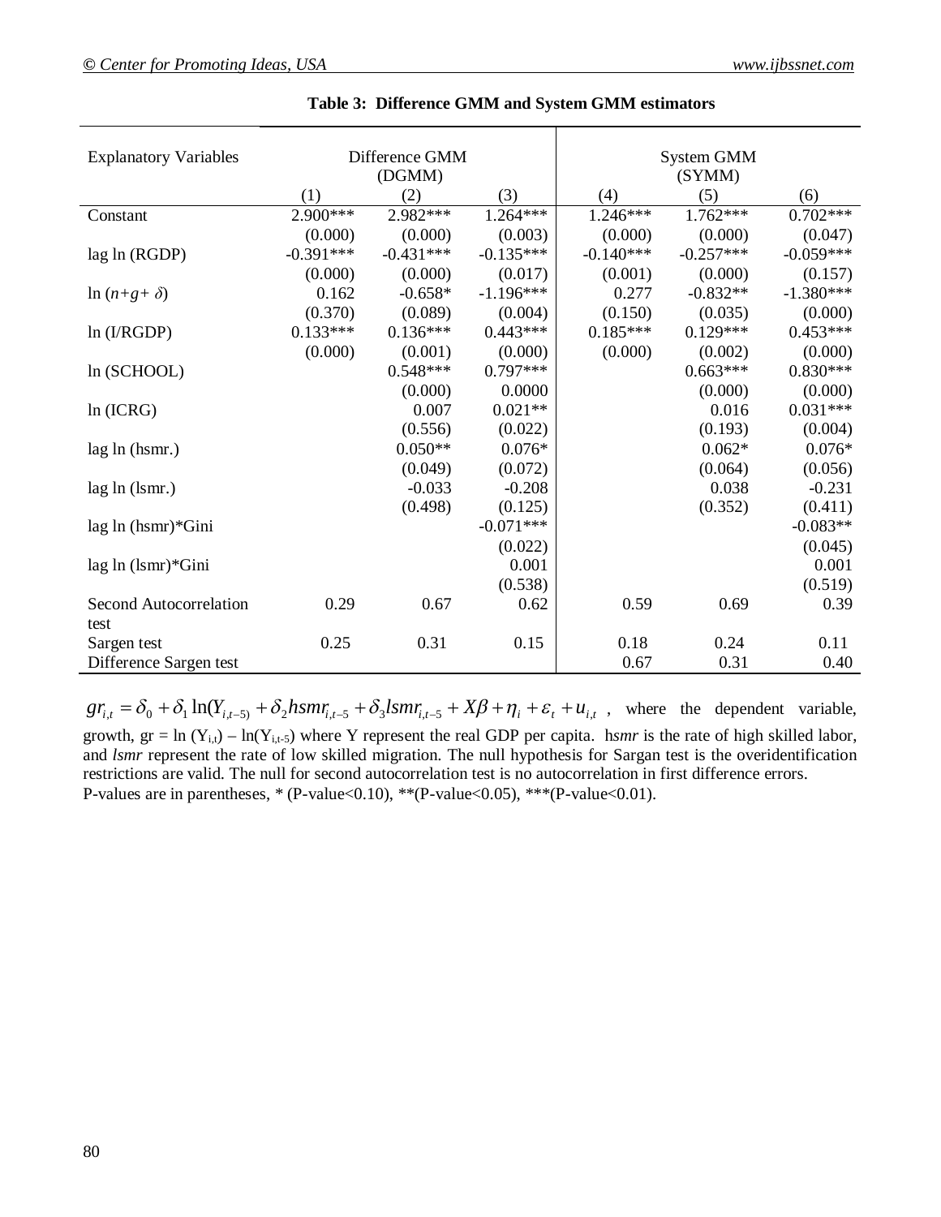**Table 3: Difference GMM and System GMM estimators**

| Explanatory Variables | Difference GMM (DGMM) | | | System GMM (SYMM) | | |
|---|---|---|---|---|---|---|
| | (1) | (2) | (3) | (4) | (5) | (6) |
| Constant | 2.900*** | 2.982*** | 1.264*** | 1.246*** | 1.762*** | 0.702*** |
| | (0.000) | (0.000) | (0.003) | (0.000) | (0.000) | (0.047) |
| lag ln (RGDP) | -0.391*** | -0.431*** | -0.135*** | -0.140*** | -0.257*** | -0.059*** |
| | (0.000) | (0.000) | (0.017) | (0.001) | (0.000) | (0.157) |
| ln ($n$+$g$+ $\delta$) | 0.162 | -0.658* | -1.196*** | 0.277 | -0.832** | -1.380*** |
| | (0.370) | (0.089) | (0.004) | (0.150) | (0.035) | (0.000) |
| ln (I/RGDP) | 0.133*** | 0.136*** | 0.443*** | 0.185*** | 0.129*** | 0.453*** |
| | (0.000) | (0.001) | (0.000) | (0.000) | (0.002) | (0.000) |
| ln (SCHOOL) | | 0.548*** | 0.797*** | | 0.663*** | 0.830*** |
| | | (0.000) | 0.0000 | | (0.000) | (0.000) |
| ln (ICRG) | | 0.007 | 0.021** | | 0.016 | 0.031*** |
| | | (0.556) | (0.022) | | (0.193) | (0.004) |
| lag ln (hsmr.) | | 0.050** | 0.076* | | 0.062* | 0.076* |
| | | (0.049) | (0.072) | | (0.064) | (0.056) |
| lag ln (lsmr.) | | -0.033 | -0.208 | | 0.038 | -0.231 |
| | | (0.498) | (0.125) | | (0.352) | (0.411) |
| lag ln (hsmr)*Gini | | | -0.071*** | | | -0.083** |
| | | | (0.022) | | | (0.045) |
| lag ln (lsmr)*Gini | | | 0.001 | | | 0.001 |
| | | | (0.538) | | | (0.519) |
| Second Autocorrelation test | 0.29 | 0.67 | 0.62 | 0.59 | 0.69 | 0.39 |
| Sargen test | 0.25 | 0.31 | 0.15 | 0.18 | 0.24 | 0.11 |
| Difference Sargen test | | | | 0.67 | 0.31 | 0.40 |

$gr_{i,t} = \delta_0 + \delta_1 \ln(Y_{i,t-5}) + \delta_2 hsmr_{i,t-5} + \delta_3 lsmr_{i,t-5} + X\beta + \eta_i + \varepsilon_t + u_{i,t}$ , where the dependent variable, growth, gr = ln ($Y_{i,t}$) – ln($Y_{i,t-5}$) where Y represent the real GDP per capita. h*smr* is the rate of high skilled labor, and *lsmr* represent the rate of low skilled migration. The null hypothesis for Sargan test is the overidentification restrictions are valid. The null for second autocorrelation test is no autocorrelation in first difference errors.
P-values are in parentheses, * (P-value<0.10), **(P-value<0.05), ***(P-value<0.01).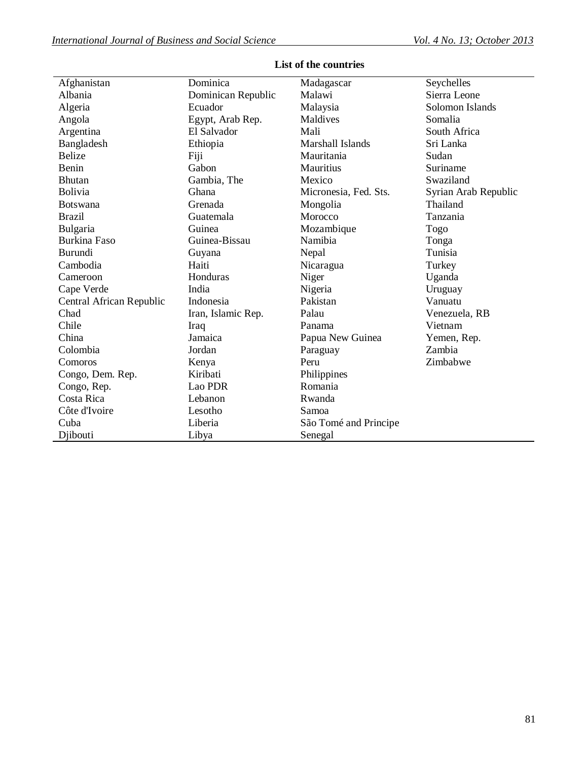**List of the countries**

| | | | |
|---|---|---|---|
| Afghanistan | Dominica | Madagascar | Seychelles |
| Albania | Dominican Republic | Malawi | Sierra Leone |
| Algeria | Ecuador | Malaysia | Solomon Islands |
| Angola | Egypt, Arab Rep. | Maldives | Somalia |
| Argentina | El Salvador | Mali | South Africa |
| Bangladesh | Ethiopia | Marshall Islands | Sri Lanka |
| Belize | Fiji | Mauritania | Sudan |
| Benin | Gabon | Mauritius | Suriname |
| Bhutan | Gambia, The | Mexico | Swaziland |
| Bolivia | Ghana | Micronesia, Fed. Sts. | Syrian Arab Republic |
| Botswana | Grenada | Mongolia | Thailand |
| Brazil | Guatemala | Morocco | Tanzania |
| Bulgaria | Guinea | Mozambique | Togo |
| Burkina Faso | Guinea-Bissau | Namibia | Tonga |
| Burundi | Guyana | Nepal | Tunisia |
| Cambodia | Haiti | Nicaragua | Turkey |
| Cameroon | Honduras | Niger | Uganda |
| Cape Verde | India | Nigeria | Uruguay |
| Central African Republic | Indonesia | Pakistan | Vanuatu |
| Chad | Iran, Islamic Rep. | Palau | Venezuela, RB |
| Chile | Iraq | Panama | Vietnam |
| China | Jamaica | Papua New Guinea | Yemen, Rep. |
| Colombia | Jordan | Paraguay | Zambia |
| Comoros | Kenya | Peru | Zimbabwe |
| Congo, Dem. Rep. | Kiribati | Philippines | |
| Congo, Rep. | Lao PDR | Romania | |
| Costa Rica | Lebanon | Rwanda | |
| Côte d'Ivoire | Lesotho | Samoa | |
| Cuba | Liberia | São Tomé and Principe | |
| Djibouti | Libya | Senegal | |